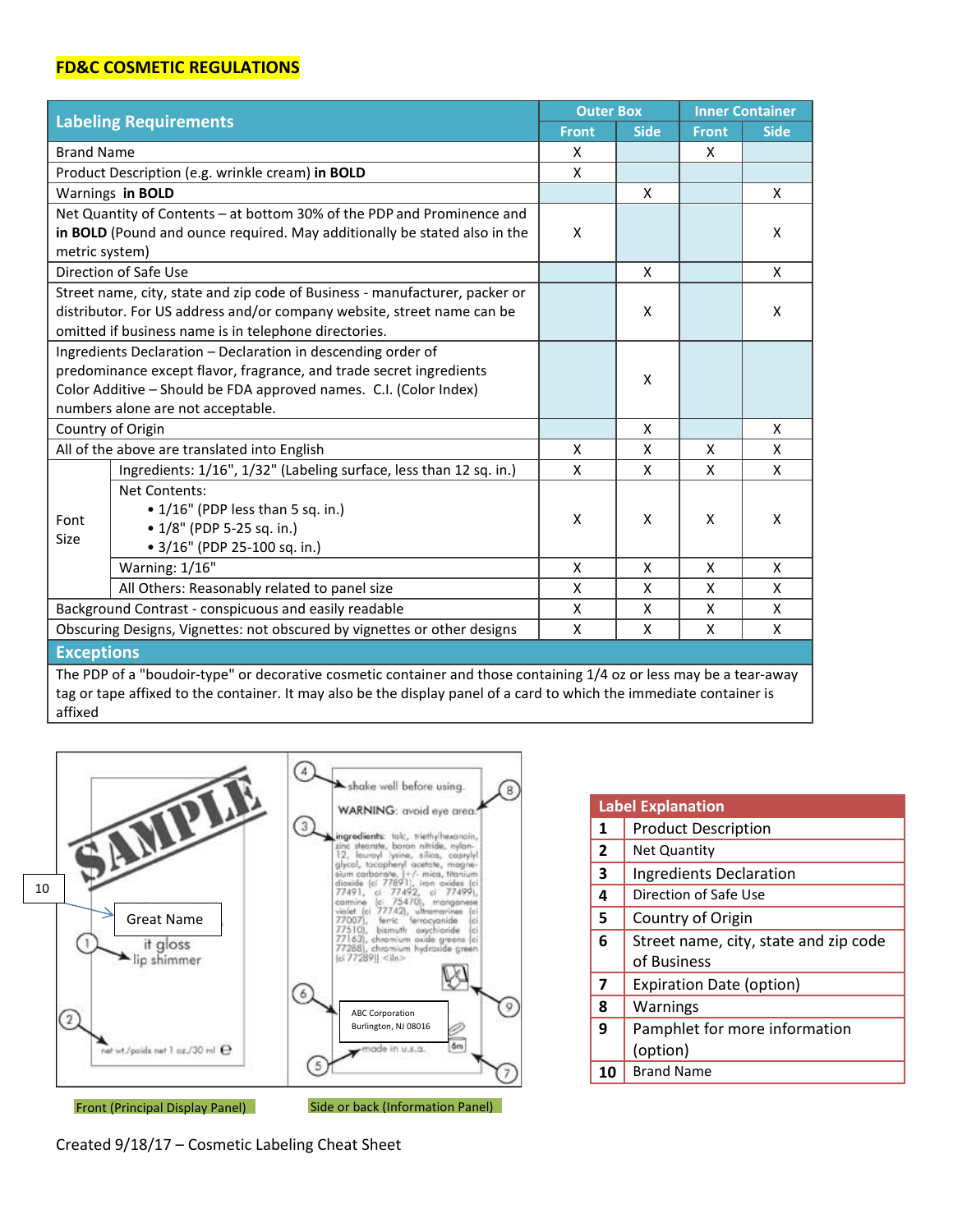# FD&C COSMETIC REGULATIONS

| Labeling Requirements | | Outer Box | | Inner Container | |
|---|---|---|---|---|---|
| | | Front | Side | Front | Side |
| Brand Name | | X | | X | |
| Product Description (e.g. wrinkle cream) **in BOLD** | | X | | | |
| Warnings **in BOLD** | | | X | | X |
| Net Quantity of Contents – at bottom 30% of the PDP and Prominence and **in BOLD** (Pound and ounce required. May additionally be stated also in the metric system) | | X | | | X |
| Direction of Safe Use | | | X | | X |
| Street name, city, state and zip code of Business - manufacturer, packer or distributor. For US address and/or company website, street name can be omitted if business name is in telephone directories. | | | X | | X |
| Ingredients Declaration – Declaration in descending order of predominance except flavor, fragrance, and trade secret ingredients Color Additive – Should be FDA approved names. C.I. (Color Index) numbers alone are not acceptable. | | | X | | |
| Country of Origin | | | X | | X |
| All of the above are translated into English | | X | X | X | X |
| Font Size | Ingredients: 1/16", 1/32" (Labeling surface, less than 12 sq. in.) | X | X | X | X |
| | Net Contents: • 1/16" (PDP less than 5 sq. in.) • 1/8" (PDP 5-25 sq. in.) • 3/16" (PDP 25-100 sq. in.) | X | X | X | X |
| | Warning: 1/16" | X | X | X | X |
| | All Others: Reasonably related to panel size | X | X | X | X |
| Background Contrast - conspicuous and easily readable | | X | X | X | X |
| Obscuring Designs, Vignettes: not obscured by vignettes or other designs | | X | X | X | X |

**Exceptions**

The PDP of a "boudoir-type" or decorative cosmetic container and those containing 1/4 oz or less may be a tear-away tag or tape affixed to the container. It may also be the display panel of a card to which the immediate container is affixed

Front (Principal Display Panel)

Side or back (Information Panel)

| Label Explanation | |
|---|---|
| 1 | Product Description |
| 2 | Net Quantity |
| 3 | Ingredients Declaration |
| 4 | Direction of Safe Use |
| 5 | Country of Origin |
| 6 | Street name, city, state and zip code of Business |
| 7 | Expiration Date (option) |
| 8 | Warnings |
| 9 | Pamphlet for more information (option) |
| 10 | Brand Name |

Created 9/18/17 – Cosmetic Labeling Cheat Sheet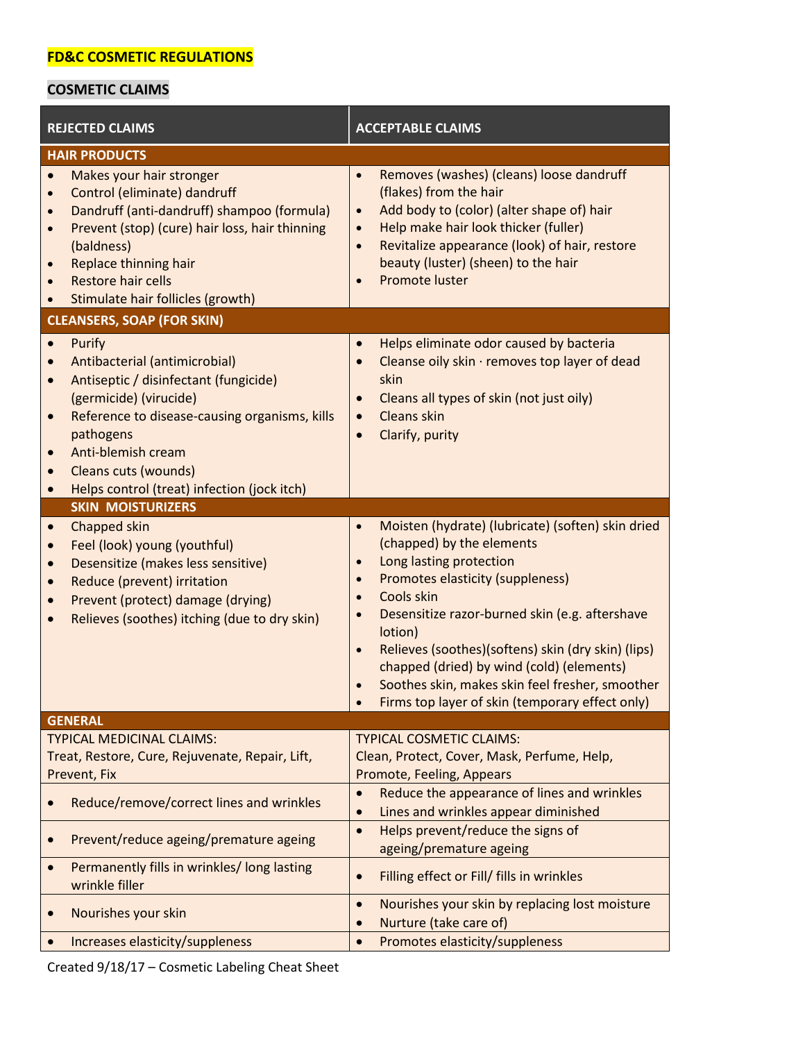**FD&C COSMETIC REGULATIONS**

**COSMETIC CLAIMS**

| REJECTED CLAIMS | ACCEPTABLE CLAIMS |
|---|---|
| **HAIR PRODUCTS** | |
| • Makes your hair stronger<br>• Control (eliminate) dandruff<br>• Dandruff (anti-dandruff) shampoo (formula)<br>• Prevent (stop) (cure) hair loss, hair thinning (baldness)<br>• Replace thinning hair<br>• Restore hair cells<br>• Stimulate hair follicles (growth) | • Removes (washes) (cleans) loose dandruff (flakes) from the hair<br>• Add body to (color) (alter shape of) hair<br>• Help make hair look thicker (fuller)<br>• Revitalize appearance (look) of hair, restore beauty (luster) (sheen) to the hair<br>• Promote luster |
| **CLEANSERS, SOAP (FOR SKIN)** | |
| • Purify<br>• Antibacterial (antimicrobial)<br>• Antiseptic / disinfectant (fungicide) (germicide) (virucide)<br>• Reference to disease-causing organisms, kills pathogens<br>• Anti-blemish cream<br>• Cleans cuts (wounds)<br>• Helps control (treat) infection (jock itch) | • Helps eliminate odor caused by bacteria<br>• Cleanse oily skin · removes top layer of dead skin<br>• Cleans all types of skin (not just oily)<br>• Cleans skin<br>• Clarify, purity |
| **SKIN MOISTURIZERS** | |
| • Chapped skin<br>• Feel (look) young (youthful)<br>• Desensitize (makes less sensitive)<br>• Reduce (prevent) irritation<br>• Prevent (protect) damage (drying)<br>• Relieves (soothes) itching (due to dry skin) | • Moisten (hydrate) (lubricate) (soften) skin dried (chapped) by the elements<br>• Long lasting protection<br>• Promotes elasticity (suppleness)<br>• Cools skin<br>• Desensitize razor-burned skin (e.g. aftershave lotion)<br>• Relieves (soothes)(softens) skin (dry skin) (lips) chapped (dried) by wind (cold) (elements)<br>• Soothes skin, makes skin feel fresher, smoother<br>• Firms top layer of skin (temporary effect only) |
| **GENERAL** | |
| TYPICAL MEDICINAL CLAIMS:<br>Treat, Restore, Cure, Rejuvenate, Repair, Lift, Prevent, Fix | TYPICAL COSMETIC CLAIMS:<br>Clean, Protect, Cover, Mask, Perfume, Help, Promote, Feeling, Appears |
| • Reduce/remove/correct lines and wrinkles | • Reduce the appearance of lines and wrinkles<br>• Lines and wrinkles appear diminished |
| • Prevent/reduce ageing/premature ageing | • Helps prevent/reduce the signs of ageing/premature ageing |
| • Permanently fills in wrinkles/ long lasting wrinkle filler | • Filling effect or Fill/ fills in wrinkles |
| • Nourishes your skin | • Nourishes your skin by replacing lost moisture<br>• Nurture (take care of) |
| • Increases elasticity/suppleness | • Promotes elasticity/suppleness |

Created 9/18/17 – Cosmetic Labeling Cheat Sheet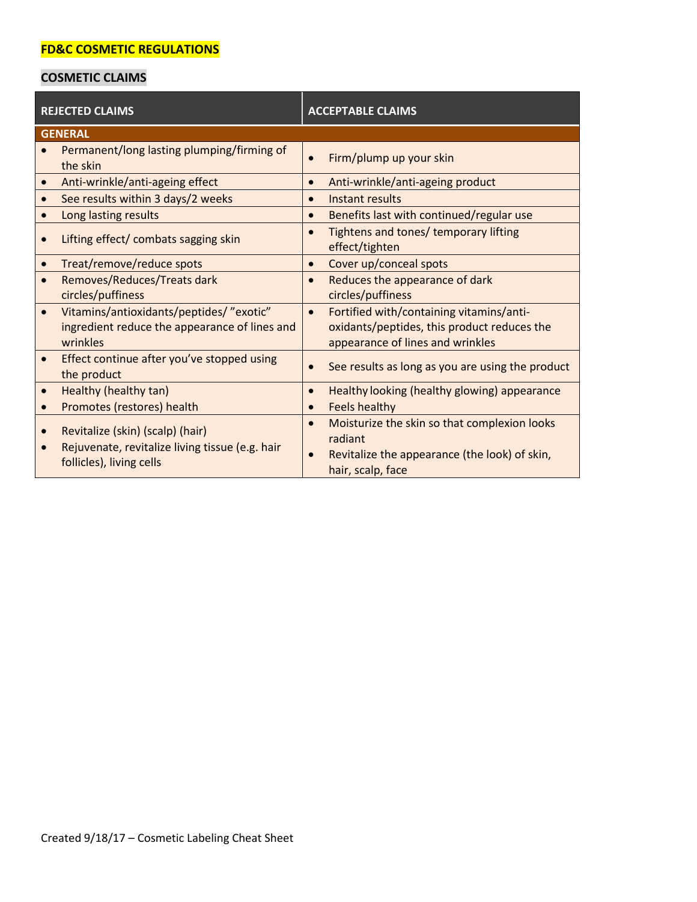**FD&C COSMETIC REGULATIONS**

**COSMETIC CLAIMS**

| REJECTED CLAIMS | ACCEPTABLE CLAIMS |
|---|---|
| **GENERAL** | |
| • Permanent/long lasting plumping/firming of the skin | • Firm/plump up your skin |
| • Anti-wrinkle/anti-ageing effect | • Anti-wrinkle/anti-ageing product |
| • See results within 3 days/2 weeks | • Instant results |
| • Long lasting results | • Benefits last with continued/regular use |
| • Lifting effect/ combats sagging skin | • Tightens and tones/ temporary lifting effect/tighten |
| • Treat/remove/reduce spots | • Cover up/conceal spots |
| • Removes/Reduces/Treats dark circles/puffiness | • Reduces the appearance of dark circles/puffiness |
| • Vitamins/antioxidants/peptides/ "exotic" ingredient reduce the appearance of lines and wrinkles | • Fortified with/containing vitamins/anti-oxidants/peptides, this product reduces the appearance of lines and wrinkles |
| • Effect continue after you've stopped using the product | • See results as long as you are using the product |
| • Healthy (healthy tan)<br>• Promotes (restores) health | • Healthy looking (healthy glowing) appearance<br>• Feels healthy |
| • Revitalize (skin) (scalp) (hair)<br>• Rejuvenate, revitalize living tissue (e.g. hair follicles), living cells | • Moisturize the skin so that complexion looks radiant<br>• Revitalize the appearance (the look) of skin, hair, scalp, face |

Created 9/18/17 – Cosmetic Labeling Cheat Sheet